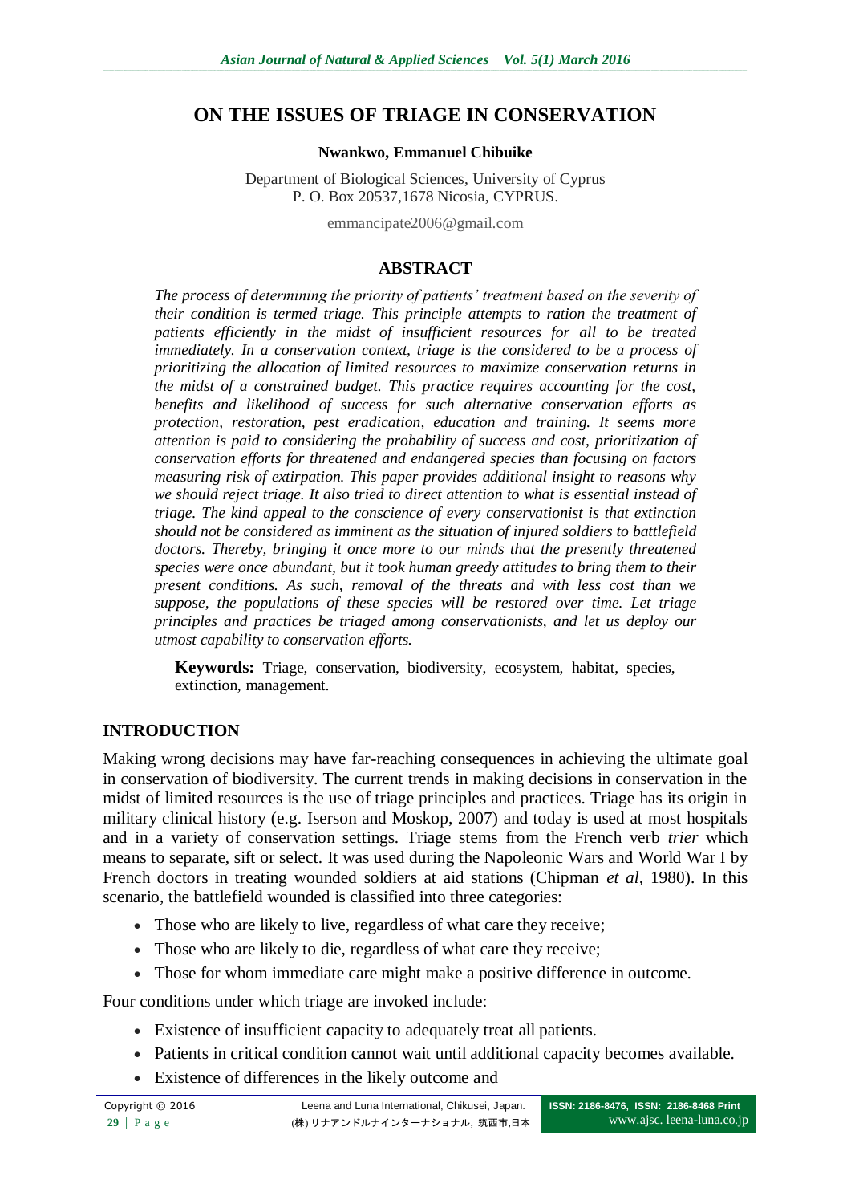# ON THE ISSUES OF TRIAGE IN CONSERVATION

**Nwankwo, Emmanuel Chibuike**

Department of Biological Sciences, University of Cyprus
P. O. Box 20537,1678 Nicosia, CYPRUS.

emmancipate2006@gmail.com

## ABSTRACT

*The process of determining the priority of patients' treatment based on the severity of their condition is termed triage. This principle attempts to ration the treatment of patients efficiently in the midst of insufficient resources for all to be treated immediately. In a conservation context, triage is the considered to be a process of prioritizing the allocation of limited resources to maximize conservation returns in the midst of a constrained budget. This practice requires accounting for the cost, benefits and likelihood of success for such alternative conservation efforts as protection, restoration, pest eradication, education and training. It seems more attention is paid to considering the probability of success and cost, prioritization of conservation efforts for threatened and endangered species than focusing on factors measuring risk of extirpation. This paper provides additional insight to reasons why we should reject triage. It also tried to direct attention to what is essential instead of triage. The kind appeal to the conscience of every conservationist is that extinction should not be considered as imminent as the situation of injured soldiers to battlefield doctors. Thereby, bringing it once more to our minds that the presently threatened species were once abundant, but it took human greedy attitudes to bring them to their present conditions. As such, removal of the threats and with less cost than we suppose, the populations of these species will be restored over time. Let triage principles and practices be triaged among conservationists, and let us deploy our utmost capability to conservation efforts.*

**Keywords:** Triage, conservation, biodiversity, ecosystem, habitat, species, extinction, management.

## INTRODUCTION

Making wrong decisions may have far-reaching consequences in achieving the ultimate goal in conservation of biodiversity. The current trends in making decisions in conservation in the midst of limited resources is the use of triage principles and practices. Triage has its origin in military clinical history (e.g. Iserson and Moskop, 2007) and today is used at most hospitals and in a variety of conservation settings. Triage stems from the French verb *trier* which means to separate, sift or select. It was used during the Napoleonic Wars and World War I by French doctors in treating wounded soldiers at aid stations (Chipman *et al*, 1980). In this scenario, the battlefield wounded is classified into three categories:

- Those who are likely to live, regardless of what care they receive;
- Those who are likely to die, regardless of what care they receive;
- Those for whom immediate care might make a positive difference in outcome.

Four conditions under which triage are invoked include:

- Existence of insufficient capacity to adequately treat all patients.
- Patients in critical condition cannot wait until additional capacity becomes available.
- Existence of differences in the likely outcome and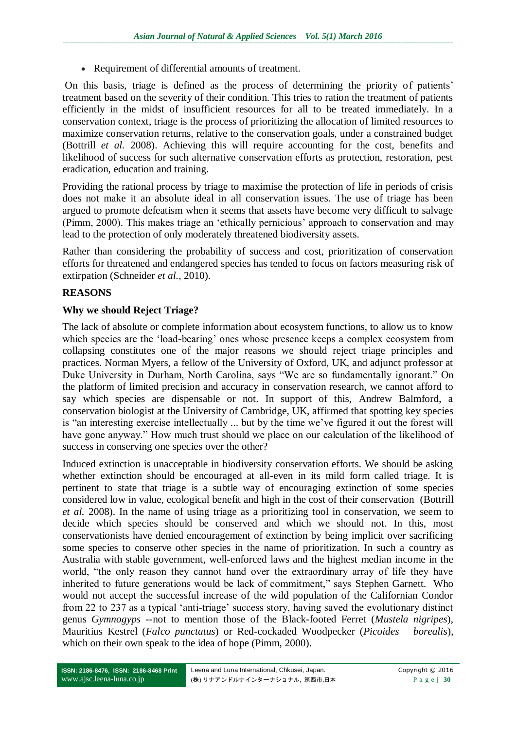- Requirement of differential amounts of treatment.

On this basis, triage is defined as the process of determining the priority of patients' treatment based on the severity of their condition. This tries to ration the treatment of patients efficiently in the midst of insufficient resources for all to be treated immediately. In a conservation context, triage is the process of prioritizing the allocation of limited resources to maximize conservation returns, relative to the conservation goals, under a constrained budget (Bottrill *et al.* 2008). Achieving this will require accounting for the cost, benefits and likelihood of success for such alternative conservation efforts as protection, restoration, pest eradication, education and training.

Providing the rational process by triage to maximise the protection of life in periods of crisis does not make it an absolute ideal in all conservation issues. The use of triage has been argued to promote defeatism when it seems that assets have become very difficult to salvage (Pimm, 2000). This makes triage an 'ethically pernicious' approach to conservation and may lead to the protection of only moderately threatened biodiversity assets.

Rather than considering the probability of success and cost, prioritization of conservation efforts for threatened and endangered species has tended to focus on factors measuring risk of extirpation (Schneider *et al.,* 2010).

## REASONS

### Why we should Reject Triage?

The lack of absolute or complete information about ecosystem functions, to allow us to know which species are the 'load-bearing' ones whose presence keeps a complex ecosystem from collapsing constitutes one of the major reasons we should reject triage principles and practices. Norman Myers, a fellow of the University of Oxford, UK, and adjunct professor at Duke University in Durham, North Carolina, says "We are so fundamentally ignorant." On the platform of limited precision and accuracy in conservation research, we cannot afford to say which species are dispensable or not. In support of this, Andrew Balmford, a conservation biologist at the University of Cambridge, UK, affirmed that spotting key species is "an interesting exercise intellectually ... but by the time we've figured it out the forest will have gone anyway." How much trust should we place on our calculation of the likelihood of success in conserving one species over the other?

Induced extinction is unacceptable in biodiversity conservation efforts. We should be asking whether extinction should be encouraged at all-even in its mild form called triage. It is pertinent to state that triage is a subtle way of encouraging extinction of some species considered low in value, ecological benefit and high in the cost of their conservation (Bottrill *et al.* 2008). In the name of using triage as a prioritizing tool in conservation, we seem to decide which species should be conserved and which we should not. In this, most conservationists have denied encouragement of extinction by being implicit over sacrificing some species to conserve other species in the name of prioritization. In such a country as Australia with stable government, well-enforced laws and the highest median income in the world, "the only reason they cannot hand over the extraordinary array of life they have inherited to future generations would be lack of commitment," says Stephen Garnett. Who would not accept the successful increase of the wild population of the Californian Condor from 22 to 237 as a typical 'anti-triage' success story, having saved the evolutionary distinct genus *Gymnogyps* --not to mention those of the Black-footed Ferret (*Mustela nigripes*), Mauritius Kestrel (*Falco punctatus*) or Red-cockaded Woodpecker (*Picoides borealis*), which on their own speak to the idea of hope (Pimm, 2000).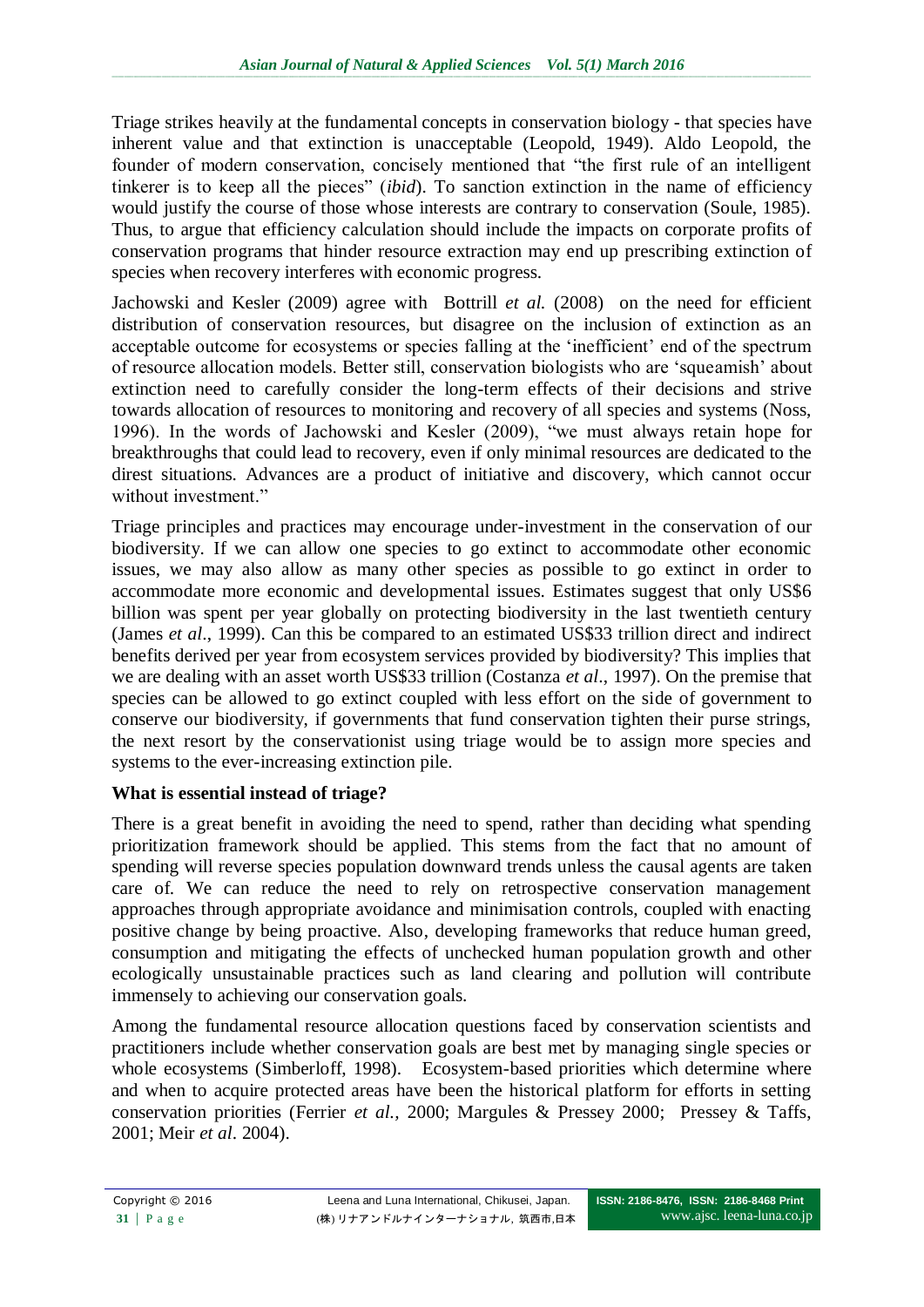Triage strikes heavily at the fundamental concepts in conservation biology - that species have inherent value and that extinction is unacceptable (Leopold, 1949). Aldo Leopold, the founder of modern conservation, concisely mentioned that "the first rule of an intelligent tinkerer is to keep all the pieces" (*ibid*). To sanction extinction in the name of efficiency would justify the course of those whose interests are contrary to conservation (Soule, 1985). Thus, to argue that efficiency calculation should include the impacts on corporate profits of conservation programs that hinder resource extraction may end up prescribing extinction of species when recovery interferes with economic progress.

Jachowski and Kesler (2009) agree with Bottrill *et al.* (2008) on the need for efficient distribution of conservation resources, but disagree on the inclusion of extinction as an acceptable outcome for ecosystems or species falling at the 'inefficient' end of the spectrum of resource allocation models. Better still, conservation biologists who are 'squeamish' about extinction need to carefully consider the long-term effects of their decisions and strive towards allocation of resources to monitoring and recovery of all species and systems (Noss, 1996). In the words of Jachowski and Kesler (2009), "we must always retain hope for breakthroughs that could lead to recovery, even if only minimal resources are dedicated to the direst situations. Advances are a product of initiative and discovery, which cannot occur without investment."

Triage principles and practices may encourage under-investment in the conservation of our biodiversity. If we can allow one species to go extinct to accommodate other economic issues, we may also allow as many other species as possible to go extinct in order to accommodate more economic and developmental issues. Estimates suggest that only US$6 billion was spent per year globally on protecting biodiversity in the last twentieth century (James *et al*., 1999). Can this be compared to an estimated US$33 trillion direct and indirect benefits derived per year from ecosystem services provided by biodiversity? This implies that we are dealing with an asset worth US$33 trillion (Costanza *et al*., 1997). On the premise that species can be allowed to go extinct coupled with less effort on the side of government to conserve our biodiversity, if governments that fund conservation tighten their purse strings, the next resort by the conservationist using triage would be to assign more species and systems to the ever-increasing extinction pile.

**What is essential instead of triage?**

There is a great benefit in avoiding the need to spend, rather than deciding what spending prioritization framework should be applied. This stems from the fact that no amount of spending will reverse species population downward trends unless the causal agents are taken care of. We can reduce the need to rely on retrospective conservation management approaches through appropriate avoidance and minimisation controls, coupled with enacting positive change by being proactive. Also, developing frameworks that reduce human greed, consumption and mitigating the effects of unchecked human population growth and other ecologically unsustainable practices such as land clearing and pollution will contribute immensely to achieving our conservation goals.

Among the fundamental resource allocation questions faced by conservation scientists and practitioners include whether conservation goals are best met by managing single species or whole ecosystems (Simberloff, 1998). Ecosystem-based priorities which determine where and when to acquire protected areas have been the historical platform for efforts in setting conservation priorities (Ferrier *et al.,* 2000; Margules & Pressey 2000; Pressey & Taffs, 2001; Meir *et al*. 2004).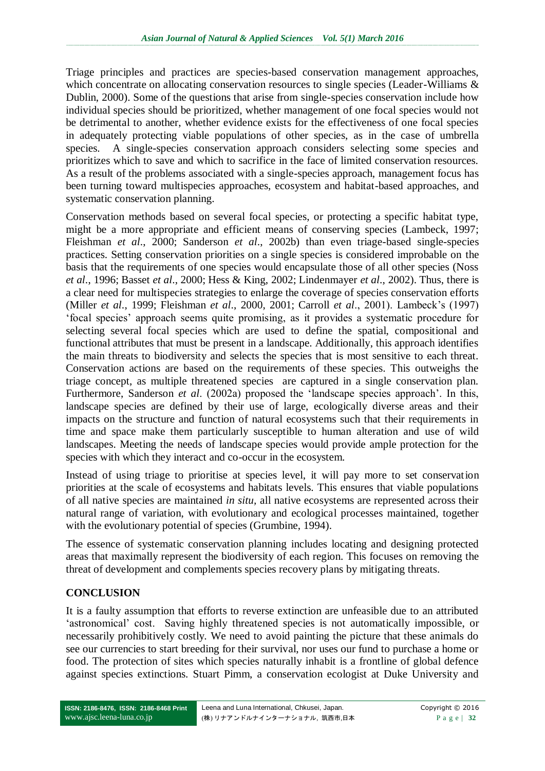Triage principles and practices are species-based conservation management approaches, which concentrate on allocating conservation resources to single species (Leader-Williams & Dublin, 2000). Some of the questions that arise from single-species conservation include how individual species should be prioritized, whether management of one focal species would not be detrimental to another, whether evidence exists for the effectiveness of one focal species in adequately protecting viable populations of other species, as in the case of umbrella species. A single-species conservation approach considers selecting some species and prioritizes which to save and which to sacrifice in the face of limited conservation resources. As a result of the problems associated with a single-species approach, management focus has been turning toward multispecies approaches, ecosystem and habitat-based approaches, and systematic conservation planning.

Conservation methods based on several focal species, or protecting a specific habitat type, might be a more appropriate and efficient means of conserving species (Lambeck, 1997; Fleishman *et al*., 2000; Sanderson *et al*., 2002b) than even triage-based single-species practices. Setting conservation priorities on a single species is considered improbable on the basis that the requirements of one species would encapsulate those of all other species (Noss *et al*., 1996; Basset *et al*., 2000; Hess & King, 2002; Lindenmayer *et al*., 2002). Thus, there is a clear need for multispecies strategies to enlarge the coverage of species conservation efforts (Miller *et al*., 1999; Fleishman *et al*., 2000, 2001; Carroll *et al*., 2001). Lambeck's (1997) 'focal species' approach seems quite promising, as it provides a systematic procedure for selecting several focal species which are used to define the spatial, compositional and functional attributes that must be present in a landscape. Additionally, this approach identifies the main threats to biodiversity and selects the species that is most sensitive to each threat. Conservation actions are based on the requirements of these species. This outweighs the triage concept, as multiple threatened species are captured in a single conservation plan. Furthermore, Sanderson *et al*. (2002a) proposed the 'landscape species approach'. In this, landscape species are defined by their use of large, ecologically diverse areas and their impacts on the structure and function of natural ecosystems such that their requirements in time and space make them particularly susceptible to human alteration and use of wild landscapes. Meeting the needs of landscape species would provide ample protection for the species with which they interact and co-occur in the ecosystem.

Instead of using triage to prioritise at species level, it will pay more to set conservation priorities at the scale of ecosystems and habitats levels. This ensures that viable populations of all native species are maintained *in situ*, all native ecosystems are represented across their natural range of variation, with evolutionary and ecological processes maintained, together with the evolutionary potential of species (Grumbine, 1994).

The essence of systematic conservation planning includes locating and designing protected areas that maximally represent the biodiversity of each region. This focuses on removing the threat of development and complements species recovery plans by mitigating threats.

## CONCLUSION

It is a faulty assumption that efforts to reverse extinction are unfeasible due to an attributed 'astronomical' cost. Saving highly threatened species is not automatically impossible, or necessarily prohibitively costly. We need to avoid painting the picture that these animals do see our currencies to start breeding for their survival, nor uses our fund to purchase a home or food. The protection of sites which species naturally inhabit is a frontline of global defence against species extinctions. Stuart Pimm, a conservation ecologist at Duke University and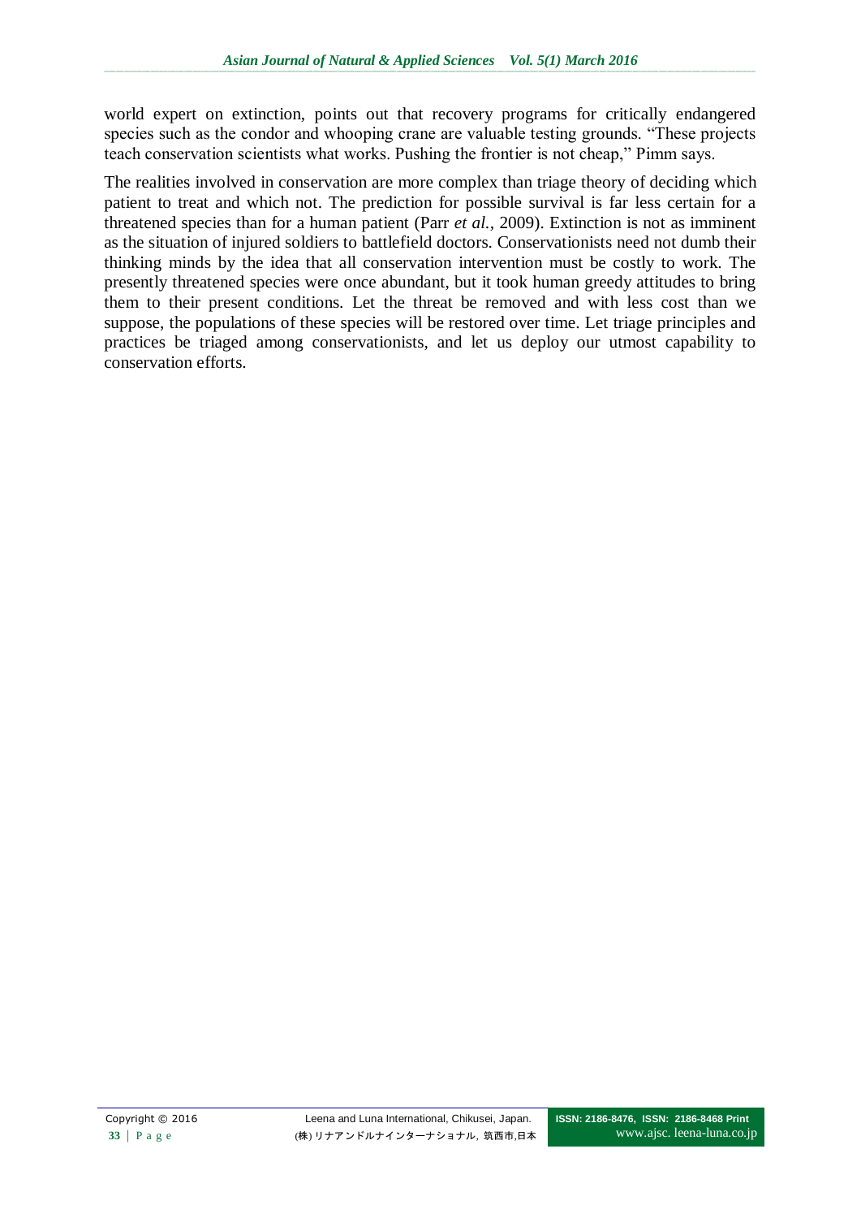world expert on extinction, points out that recovery programs for critically endangered species such as the condor and whooping crane are valuable testing grounds. "These projects teach conservation scientists what works. Pushing the frontier is not cheap," Pimm says.

The realities involved in conservation are more complex than triage theory of deciding which patient to treat and which not. The prediction for possible survival is far less certain for a threatened species than for a human patient (Parr *et al.*, 2009). Extinction is not as imminent as the situation of injured soldiers to battlefield doctors. Conservationists need not dumb their thinking minds by the idea that all conservation intervention must be costly to work. The presently threatened species were once abundant, but it took human greedy attitudes to bring them to their present conditions. Let the threat be removed and with less cost than we suppose, the populations of these species will be restored over time. Let triage principles and practices be triaged among conservationists, and let us deploy our utmost capability to conservation efforts.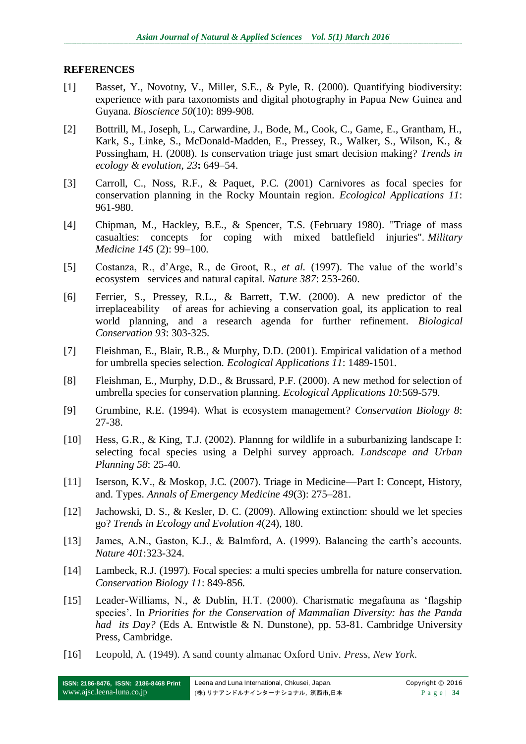## REFERENCES

[1] Basset, Y., Novotny, V., Miller, S.E., & Pyle, R. (2000). Quantifying biodiversity: experience with para taxonomists and digital photography in Papua New Guinea and Guyana. *Bioscience 50*(10): 899-908.

[2] Bottrill, M., Joseph, L., Carwardine, J., Bode, M., Cook, C., Game, E., Grantham, H., Kark, S., Linke, S., McDonald-Madden, E., Pressey, R., Walker, S., Wilson, K., & Possingham, H. (2008). Is conservation triage just smart decision making? *Trends in ecology & evolution*, *23***:** 649–54.

[3] Carroll, C., Noss, R.F., & Paquet, P.C. (2001) Carnivores as focal species for conservation planning in the Rocky Mountain region. *Ecological Applications 11*: 961-980.

[4] Chipman, M., Hackley, B.E., & Spencer, T.S. (February 1980). "Triage of mass casualties: concepts for coping with mixed battlefield injuries". *Military Medicine 145* (2): 99–100.

[5] Costanza, R., d'Arge, R., de Groot, R., *et al.* (1997). The value of the world's ecosystem services and natural capital. *Nature 387*: 253-260.

[6] Ferrier, S., Pressey, R.L., & Barrett, T.W. (2000). A new predictor of the irreplaceability of areas for achieving a conservation goal, its application to real world planning, and a research agenda for further refinement. *Biological Conservation 93*: 303-325.

[7] Fleishman, E., Blair, R.B., & Murphy, D.D. (2001). Empirical validation of a method for umbrella species selection. *Ecological Applications 11*: 1489-1501.

[8] Fleishman, E., Murphy, D.D., & Brussard, P.F. (2000). A new method for selection of umbrella species for conservation planning. *Ecological Applications 10:*569-579.

[9] Grumbine, R.E. (1994). What is ecosystem management? *Conservation Biology 8*: 27-38.

[10] Hess, G.R., & King, T.J. (2002). Plannng for wildlife in a suburbanizing landscape I: selecting focal species using a Delphi survey approach. *Landscape and Urban Planning 58*: 25-40.

[11] Iserson, K.V., & Moskop, J.C. (2007). Triage in Medicine—Part I: Concept, History, and. Types. *Annals of Emergency Medicine 49*(3): 275–281.

[12] Jachowski, D. S., & Kesler, D. C. (2009). Allowing extinction: should we let species go? *Trends in Ecology and Evolution 4*(24), 180.

[13] James, A.N., Gaston, K.J., & Balmford, A. (1999). Balancing the earth's accounts. *Nature 401*:323-324.

[14] Lambeck, R.J. (1997). Focal species: a multi species umbrella for nature conservation. *Conservation Biology 11*: 849-856.

[15] Leader-Williams, N., & Dublin, H.T. (2000). Charismatic megafauna as 'flagship species'. In *Priorities for the Conservation of Mammalian Diversity: has the Panda had its Day?* (Eds A. Entwistle & N. Dunstone), pp. 53-81. Cambridge University Press, Cambridge.

[16] Leopold, A. (1949). A sand county almanac Oxford Univ. *Press, New York*.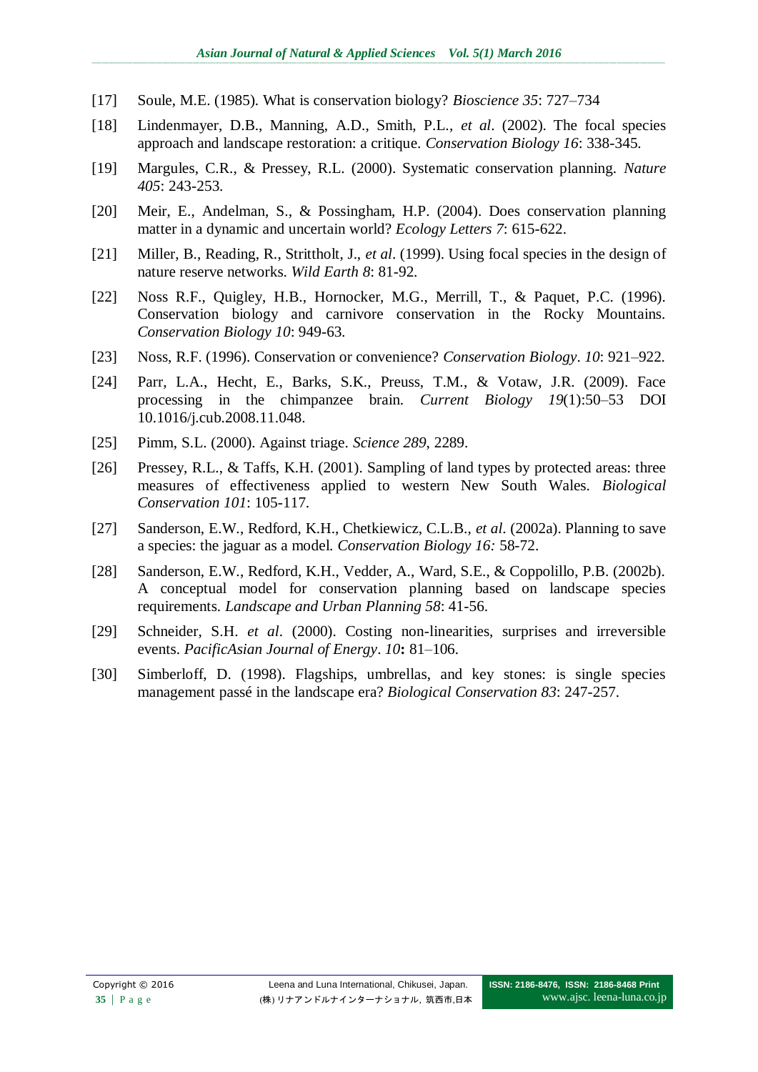[17] Soule, M.E. (1985). What is conservation biology? *Bioscience 35*: 727–734

[18] Lindenmayer, D.B., Manning, A.D., Smith, P.L., *et al*. (2002). The focal species approach and landscape restoration: a critique. *Conservation Biology 16*: 338-345.

[19] Margules, C.R., & Pressey, R.L. (2000). Systematic conservation planning. *Nature 405*: 243-253.

[20] Meir, E., Andelman, S., & Possingham, H.P. (2004). Does conservation planning matter in a dynamic and uncertain world? *Ecology Letters 7*: 615-622.

[21] Miller, B., Reading, R., Strittholt, J., *et al*. (1999). Using focal species in the design of nature reserve networks. *Wild Earth 8*: 81-92.

[22] Noss R.F., Quigley, H.B., Hornocker, M.G., Merrill, T., & Paquet, P.C. (1996). Conservation biology and carnivore conservation in the Rocky Mountains. *Conservation Biology 10*: 949-63.

[23] Noss, R.F. (1996). Conservation or convenience? *Conservation Biology*. *10*: 921–922.

[24] Parr, L.A., Hecht, E., Barks, S.K., Preuss, T.M., & Votaw, J.R. (2009). Face processing in the chimpanzee brain. *Current Biology 19*(1):50–53 DOI 10.1016/j.cub.2008.11.048.

[25] Pimm, S.L. (2000). Against triage. *Science 289*, 2289.

[26] Pressey, R.L., & Taffs, K.H. (2001). Sampling of land types by protected areas: three measures of effectiveness applied to western New South Wales. *Biological Conservation 101*: 105-117.

[27] Sanderson, E.W., Redford, K.H., Chetkiewicz, C.L.B., *et al*. (2002a). Planning to save a species: the jaguar as a model. *Conservation Biology 16:* 58-72.

[28] Sanderson, E.W., Redford, K.H., Vedder, A., Ward, S.E., & Coppolillo, P.B. (2002b). A conceptual model for conservation planning based on landscape species requirements. *Landscape and Urban Planning 58*: 41-56.

[29] Schneider, S.H. *et al*. (2000). Costing non-linearities, surprises and irreversible events. *PacificAsian Journal of Energy*. *10***:** 81–106.

[30] Simberloff, D. (1998). Flagships, umbrellas, and key stones: is single species management passé in the landscape era? *Biological Conservation 83*: 247-257.